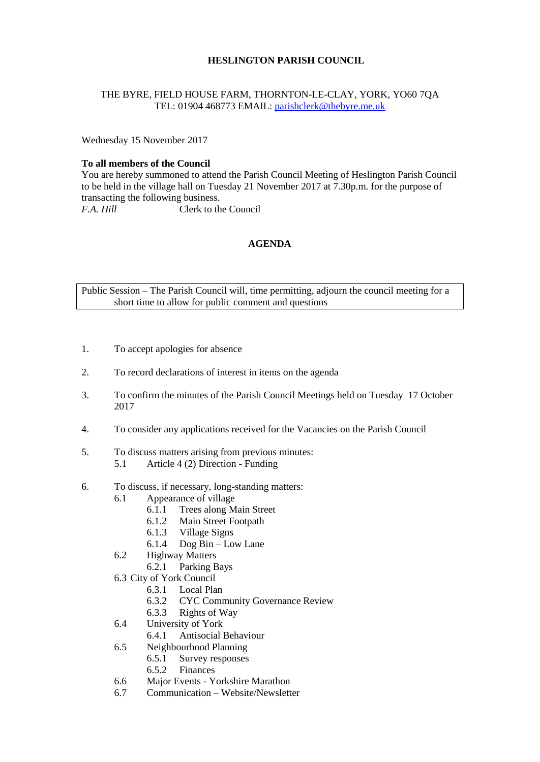# HESLINGTON PARISH COUNCIL

THE BYRE, FIELD HOUSE FARM, THORNTON-LE-CLAY, YORK, YO60 7QA
TEL: 01904 468773 EMAIL: parishclerk@thebyre.me.uk

Wednesday 15 November 2017

**To all members of the Council**
You are hereby summoned to attend the Parish Council Meeting of Heslington Parish Council to be held in the village hall on Tuesday 21 November 2017 at 7.30p.m. for the purpose of transacting the following business.
*F.A. Hill* Clerk to the Council

## AGENDA

Public Session – The Parish Council will, time permitting, adjourn the council meeting for a short time to allow for public comment and questions

1. To accept apologies for absence
2. To record declarations of interest in items on the agenda
3. To confirm the minutes of the Parish Council Meetings held on Tuesday 17 October 2017
4. To consider any applications received for the Vacancies on the Parish Council
5. To discuss matters arising from previous minutes:
   - 5.1 Article 4 (2) Direction - Funding
6. To discuss, if necessary, long-standing matters:
   - 6.1 Appearance of village
     - 6.1.1 Trees along Main Street
     - 6.1.2 Main Street Footpath
     - 6.1.3 Village Signs
     - 6.1.4 Dog Bin – Low Lane
   - 6.2 Highway Matters
     - 6.2.1 Parking Bays
   - 6.3 City of York Council
     - 6.3.1 Local Plan
     - 6.3.2 CYC Community Governance Review
     - 6.3.3 Rights of Way
   - 6.4 University of York
     - 6.4.1 Antisocial Behaviour
   - 6.5 Neighbourhood Planning
     - 6.5.1 Survey responses
     - 6.5.2 Finances
   - 6.6 Major Events - Yorkshire Marathon
   - 6.7 Communication – Website/Newsletter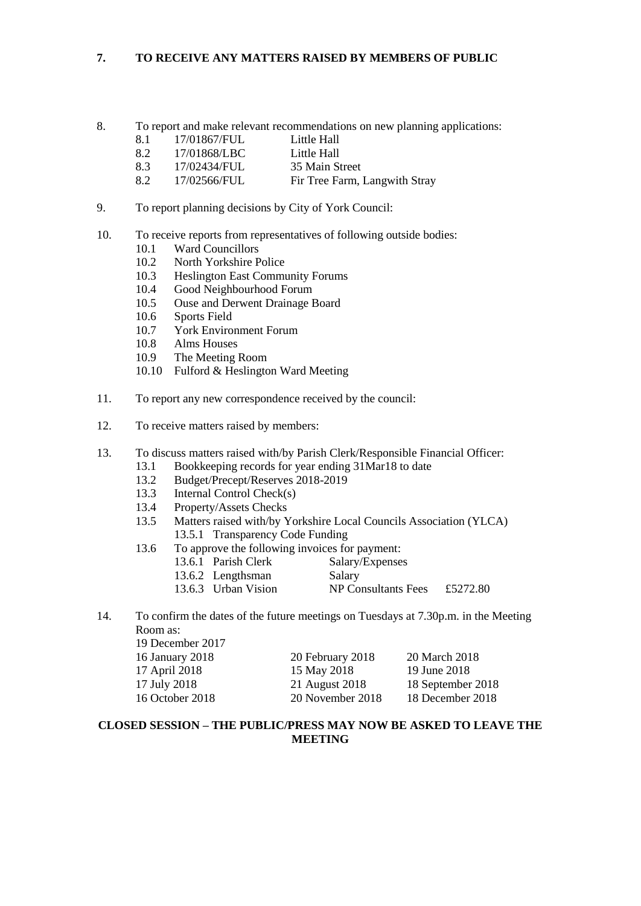**7. TO RECEIVE ANY MATTERS RAISED BY MEMBERS OF PUBLIC**

8. To report and make relevant recommendations on new planning applications:
   - 8.1 17/01867/FUL Little Hall
   - 8.2 17/01868/LBC Little Hall
   - 8.3 17/02434/FUL 35 Main Street
   - 8.2 17/02566/FUL Fir Tree Farm, Langwith Stray

9. To report planning decisions by City of York Council:

10. To receive reports from representatives of following outside bodies:
    - 10.1 Ward Councillors
    - 10.2 North Yorkshire Police
    - 10.3 Heslington East Community Forums
    - 10.4 Good Neighbourhood Forum
    - 10.5 Ouse and Derwent Drainage Board
    - 10.6 Sports Field
    - 10.7 York Environment Forum
    - 10.8 Alms Houses
    - 10.9 The Meeting Room
    - 10.10 Fulford & Heslington Ward Meeting

11. To report any new correspondence received by the council:

12. To receive matters raised by members:

13. To discuss matters raised with/by Parish Clerk/Responsible Financial Officer:
    - 13.1 Bookkeeping records for year ending 31Mar18 to date
    - 13.2 Budget/Precept/Reserves 2018-2019
    - 13.3 Internal Control Check(s)
    - 13.4 Property/Assets Checks
    - 13.5 Matters raised with/by Yorkshire Local Councils Association (YLCA)
      - 13.5.1 Transparency Code Funding
    - 13.6 To approve the following invoices for payment:
      - 13.6.1 Parish Clerk Salary/Expenses
      - 13.6.2 Lengthsman Salary
      - 13.6.3 Urban Vision NP Consultants Fees £5272.80

14. To confirm the dates of the future meetings on Tuesdays at 7.30p.m. in the Meeting Room as:

| | | |
|---|---|---|
| 19 December 2017 | | |
| 16 January 2018 | 20 February 2018 | 20 March 2018 |
| 17 April 2018 | 15 May 2018 | 19 June 2018 |
| 17 July 2018 | 21 August 2018 | 18 September 2018 |
| 16 October 2018 | 20 November 2018 | 18 December 2018 |

**CLOSED SESSION – THE PUBLIC/PRESS MAY NOW BE ASKED TO LEAVE THE MEETING**